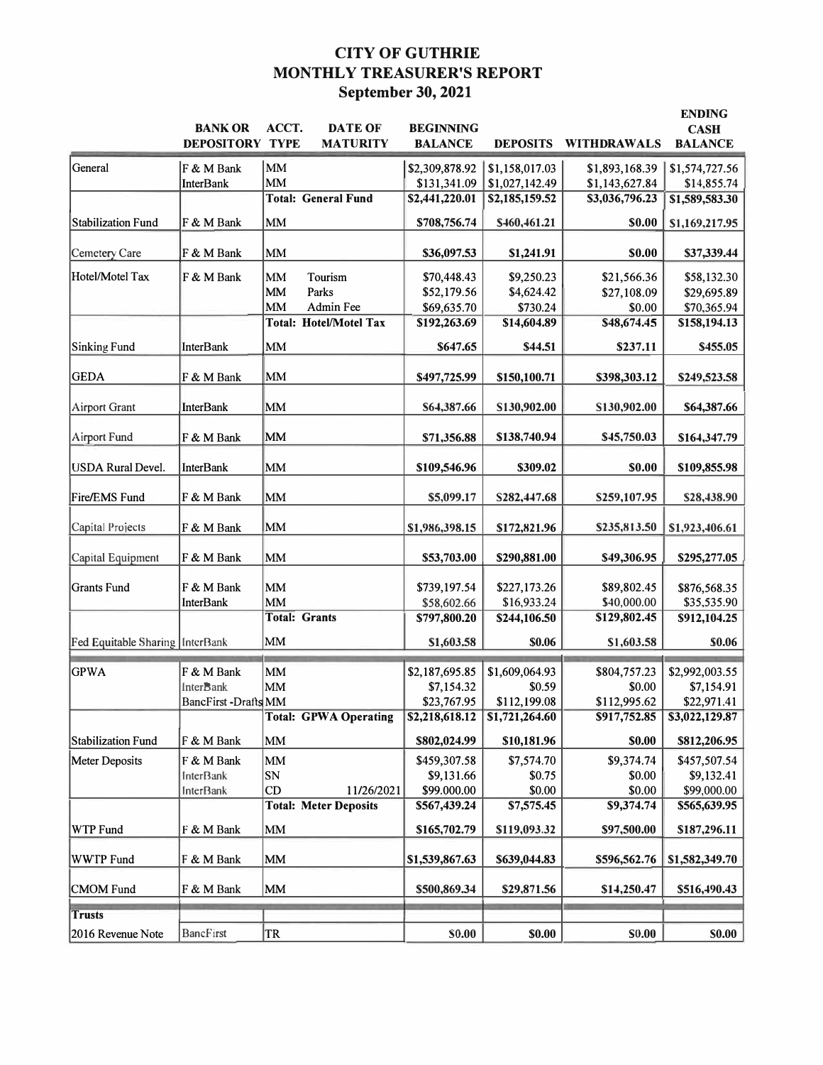# CITY OF GUTHRIE
## MONTHLY TREASURER'S REPORT
### September 30, 2021

| | BANK OR DEPOSITORY | ACCT. TYPE | DATE OF MATURITY | BEGINNING BALANCE | DEPOSITS | WITHDRAWALS | ENDING CASH BALANCE |
|---|---|---|---|---|---|---|---|
| General | F & M Bank | MM | | $2,309,878.92 | $1,158,017.03 | $1,893,168.39 | $1,574,727.56 |
| | InterBank | MM | | $131,341.09 | $1,027,142.49 | $1,143,627.84 | $14,855.74 |
| | | **Total: General Fund** | | **$2,441,220.01** | **$2,185,159.52** | **$3,036,796.23** | **$1,589,583.30** |
| Stabilization Fund | F & M Bank | MM | | **$708,756.74** | **$460,461.21** | **$0.00** | **$1,169,217.95** |
| Cemetery Care | F & M Bank | MM | | **$36,097.53** | **$1,241.91** | **$0.00** | **$37,339.44** |
| Hotel/Motel Tax | F & M Bank | MM | Tourism | $70,448.43 | $9,250.23 | $21,566.36 | $58,132.30 |
| | | MM | Parks | $52,179.56 | $4,624.42 | $27,108.09 | $29,695.89 |
| | | MM | Admin Fee | $69,635.70 | $730.24 | $0.00 | $70,365.94 |
| | | **Total: Hotel/Motel Tax** | | **$192,263.69** | **$14,604.89** | **$48,674.45** | **$158,194.13** |
| Sinking Fund | InterBank | MM | | **$647.65** | **$44.51** | **$237.11** | **$455.05** |
| GEDA | F & M Bank | MM | | **$497,725.99** | **$150,100.71** | **$398,303.12** | **$249,523.58** |
| Airport Grant | InterBank | MM | | **$64,387.66** | **$130,902.00** | **$130,902.00** | **$64,387.66** |
| Airport Fund | F & M Bank | MM | | **$71,356.88** | **$138,740.94** | **$45,750.03** | **$164,347.79** |
| USDA Rural Devel. | InterBank | MM | | **$109,546.96** | **$309.02** | **$0.00** | **$109,855.98** |
| Fire/EMS Fund | F & M Bank | MM | | **$5,099.17** | **$282,447.68** | **$259,107.95** | **$28,438.90** |
| Capital Projects | F & M Bank | MM | | **$1,986,398.15** | **$172,821.96** | **$235,813.50** | **$1,923,406.61** |
| Capital Equipment | F & M Bank | MM | | **$53,703.00** | **$290,881.00** | **$49,306.95** | **$295,277.05** |
| Grants Fund | F & M Bank | MM | | $739,197.54 | $227,173.26 | $89,802.45 | $876,568.35 |
| | InterBank | MM | | $58,602.66 | $16,933.24 | $40,000.00 | $35,535.90 |
| | | **Total: Grants** | | **$797,800.20** | **$244,106.50** | **$129,802.45** | **$912,104.25** |
| Fed Equitable Sharing | InterBank | MM | | **$1,603.58** | **$0.06** | **$1,603.58** | **$0.06** |
| GPWA | F & M Bank | MM | | $2,187,695.85 | $1,609,064.93 | $804,757.23 | $2,992,003.55 |
| | InterBank | MM | | $7,154.32 | $0.59 | $0.00 | $7,154.91 |
| | BancFirst -Drafts | MM | | $23,767.95 | $112,199.08 | $112,995.62 | $22,971.41 |
| | | **Total: GPWA Operating** | | **$2,218,618.12** | **$1,721,264.60** | **$917,752.85** | **$3,022,129.87** |
| Stabilization Fund | F & M Bank | MM | | **$802,024.99** | **$10,181.96** | **$0.00** | **$812,206.95** |
| Meter Deposits | F & M Bank | MM | | $459,307.58 | $7,574.70 | $9,374.74 | $457,507.54 |
| | InterBank | SN | | $9,131.66 | $0.75 | $0.00 | $9,132.41 |
| | InterBank | CD | 11/26/2021 | $99,000.00 | $0.00 | $0.00 | $99,000.00 |
| | | **Total: Meter Deposits** | | **$567,439.24** | **$7,575.45** | **$9,374.74** | **$565,639.95** |
| WTP Fund | F & M Bank | MM | | **$165,702.79** | **$119,093.32** | **$97,500.00** | **$187,296.11** |
| WWTP Fund | F & M Bank | MM | | **$1,539,867.63** | **$639,044.83** | **$596,562.76** | **$1,582,349.70** |
| CMOM Fund | F & M Bank | MM | | **$500,869.34** | **$29,871.56** | **$14,250.47** | **$516,490.43** |
| **Trusts** | | | | | | | |
| 2016 Revenue Note | BancFirst | TR | | **$0.00** | **$0.00** | **$0.00** | **$0.00** |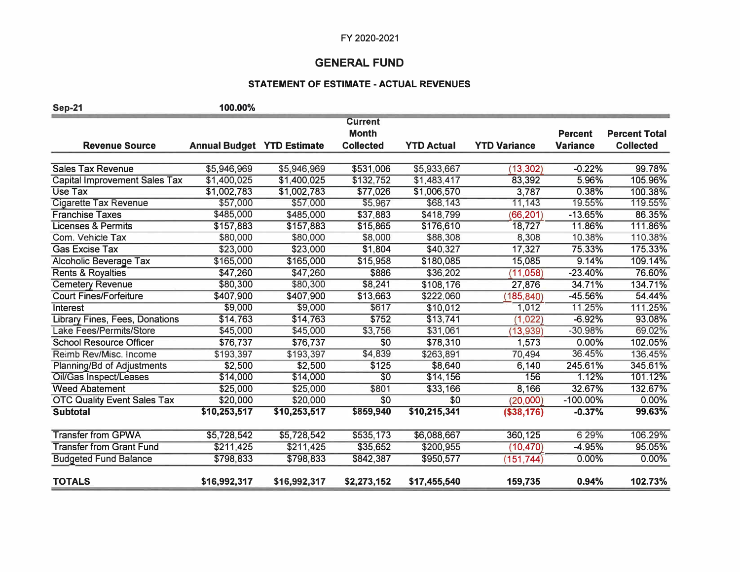FY 2020-2021

## GENERAL FUND

### STATEMENT OF ESTIMATE - ACTUAL REVENUES

**Sep-21** **100.00%**

| Revenue Source | Annual Budget | YTD Estimate | Current Month Collected | YTD Actual | YTD Variance | Percent Variance | Percent Total Collected |
|---|---|---|---|---|---|---|---|
| Sales Tax Revenue | $5,946,969 | $5,946,969 | $531,006 | $5,933,667 | (13,302) | -0.22% | 99.78% |
| Capital Improvement Sales Tax | $1,400,025 | $1,400,025 | $132,752 | $1,483,417 | 83,392 | 5.96% | 105.96% |
| Use Tax | $1,002,783 | $1,002,783 | $77,026 | $1,006,570 | 3,787 | 0.38% | 100.38% |
| Cigarette Tax Revenue | $57,000 | $57,000 | $5,967 | $68,143 | 11,143 | 19.55% | 119.55% |
| Franchise Taxes | $485,000 | $485,000 | $37,883 | $418,799 | (66,201) | -13.65% | 86.35% |
| Licenses & Permits | $157,883 | $157,883 | $15,865 | $176,610 | 18,727 | 11.86% | 111.86% |
| Com. Vehicle Tax | $80,000 | $80,000 | $8,000 | $88,308 | 8,308 | 10.38% | 110.38% |
| Gas Excise Tax | $23,000 | $23,000 | $1,804 | $40,327 | 17,327 | 75.33% | 175.33% |
| Alcoholic Beverage Tax | $165,000 | $165,000 | $15,958 | $180,085 | 15,085 | 9.14% | 109.14% |
| Rents & Royalties | $47,260 | $47,260 | $886 | $36,202 | (11,058) | -23.40% | 76.60% |
| Cemetery Revenue | $80,300 | $80,300 | $8,241 | $108,176 | 27,876 | 34.71% | 134.71% |
| Court Fines/Forfeiture | $407,900 | $407,900 | $13,663 | $222,060 | (185,840) | -45.56% | 54.44% |
| Interest | $9,000 | $9,000 | $617 | $10,012 | 1,012 | 11.25% | 111.25% |
| Library Fines, Fees, Donations | $14,763 | $14,763 | $752 | $13,741 | (1,022) | -6.92% | 93.08% |
| Lake Fees/Permits/Store | $45,000 | $45,000 | $3,756 | $31,061 | (13,939) | -30.98% | 69.02% |
| School Resource Officer | $76,737 | $76,737 | $0 | $78,310 | 1,573 | 0.00% | 102.05% |
| Reimb Rev/Misc. Income | $193,397 | $193,397 | $4,839 | $263,891 | 70,494 | 36.45% | 136.45% |
| Planning/Bd of Adjustments | $2,500 | $2,500 | $125 | $8,640 | 6,140 | 245.61% | 345.61% |
| Oil/Gas Inspect/Leases | $14,000 | $14,000 | $0 | $14,156 | 156 | 1.12% | 101.12% |
| Weed Abatement | $25,000 | $25,000 | $801 | $33,166 | 8,166 | 32.67% | 132.67% |
| OTC Quality Event Sales Tax | $20,000 | $20,000 | $0 | $0 | (20,000) | -100.00% | 0.00% |
| **Subtotal** | **$10,253,517** | **$10,253,517** | **$859,940** | **$10,215,341** | **($38,176)** | **-0.37%** | **99.63%** |
| Transfer from GPWA | $5,728,542 | $5,728,542 | $535,173 | $6,088,667 | 360,125 | 6.29% | 106.29% |
| Transfer from Grant Fund | $211,425 | $211,425 | $35,652 | $200,955 | (10,470) | -4.95% | 95.05% |
| Budgeted Fund Balance | $798,833 | $798,833 | $842,387 | $950,577 | (151,744) | 0.00% | 0.00% |
| **TOTALS** | **$16,992,317** | **$16,992,317** | **$2,273,152** | **$17,455,540** | **159,735** | **0.94%** | **102.73%** |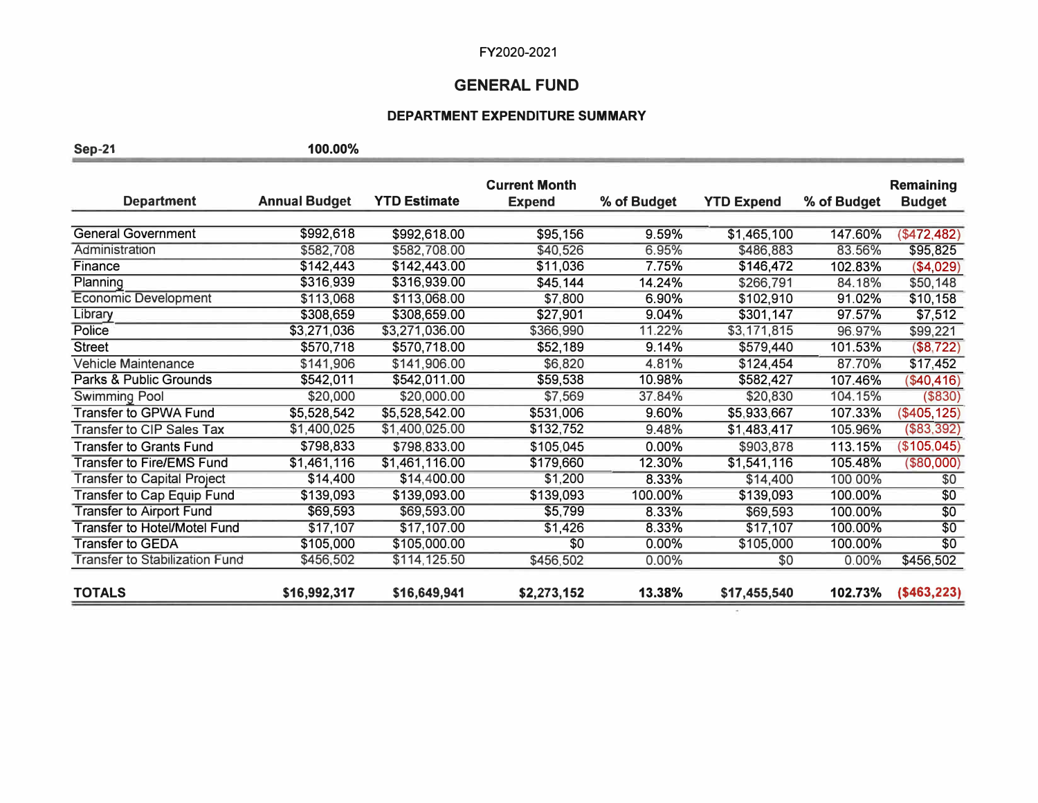FY2020-2021

## GENERAL FUND

### DEPARTMENT EXPENDITURE SUMMARY

**Sep-21** **100.00%**

| Department | Annual Budget | YTD Estimate | Current Month Expend | % of Budget | YTD Expend | % of Budget | Remaining Budget |
|---|---|---|---|---|---|---|---|
| General Government | $992,618 | $992,618.00 | $95,156 | 9.59% | $1,465,100 | 147.60% | ($472,482) |
| Administration | $582,708 | $582,708.00 | $40,526 | 6.95% | $486,883 | 83.56% | $95,825 |
| Finance | $142,443 | $142,443.00 | $11,036 | 7.75% | $146,472 | 102.83% | ($4,029) |
| Planning | $316,939 | $316,939.00 | $45,144 | 14.24% | $266,791 | 84.18% | $50,148 |
| Economic Development | $113,068 | $113,068.00 | $7,800 | 6.90% | $102,910 | 91.02% | $10,158 |
| Library | $308,659 | $308,659.00 | $27,901 | 9.04% | $301,147 | 97.57% | $7,512 |
| Police | $3,271,036 | $3,271,036.00 | $366,990 | 11.22% | $3,171,815 | 96.97% | $99,221 |
| Street | $570,718 | $570,718.00 | $52,189 | 9.14% | $579,440 | 101.53% | ($8,722) |
| Vehicle Maintenance | $141,906 | $141,906.00 | $6,820 | 4.81% | $124,454 | 87.70% | $17,452 |
| Parks & Public Grounds | $542,011 | $542,011.00 | $59,538 | 10.98% | $582,427 | 107.46% | ($40,416) |
| Swimming Pool | $20,000 | $20,000.00 | $7,569 | 37.84% | $20,830 | 104.15% | ($830) |
| Transfer to GPWA Fund | $5,528,542 | $5,528,542.00 | $531,006 | 9.60% | $5,933,667 | 107.33% | ($405,125) |
| Transfer to CIP Sales Tax | $1,400,025 | $1,400,025.00 | $132,752 | 9.48% | $1,483,417 | 105.96% | ($83,392) |
| Transfer to Grants Fund | $798,833 | $798,833.00 | $105,045 | 0.00% | $903,878 | 113.15% | ($105,045) |
| Transfer to Fire/EMS Fund | $1,461,116 | $1,461,116.00 | $179,660 | 12.30% | $1,541,116 | 105.48% | ($80,000) |
| Transfer to Capital Project | $14,400 | $14,400.00 | $1,200 | 8.33% | $14,400 | 100.00% | $0 |
| Transfer to Cap Equip Fund | $139,093 | $139,093.00 | $139,093 | 100.00% | $139,093 | 100.00% | $0 |
| Transfer to Airport Fund | $69,593 | $69,593.00 | $5,799 | 8.33% | $69,593 | 100.00% | $0 |
| Transfer to Hotel/Motel Fund | $17,107 | $17,107.00 | $1,426 | 8.33% | $17,107 | 100.00% | $0 |
| Transfer to GEDA | $105,000 | $105,000.00 | $0 | 0.00% | $105,000 | 100.00% | $0 |
| Transfer to Stabilization Fund | $456,502 | $114,125.50 | $456,502 | 0.00% | $0 | 0.00% | $456,502 |
| **TOTALS** | **$16,992,317** | **$16,649,941** | **$2,273,152** | **13.38%** | **$17,455,540** | **102.73%** | **($463,223)** |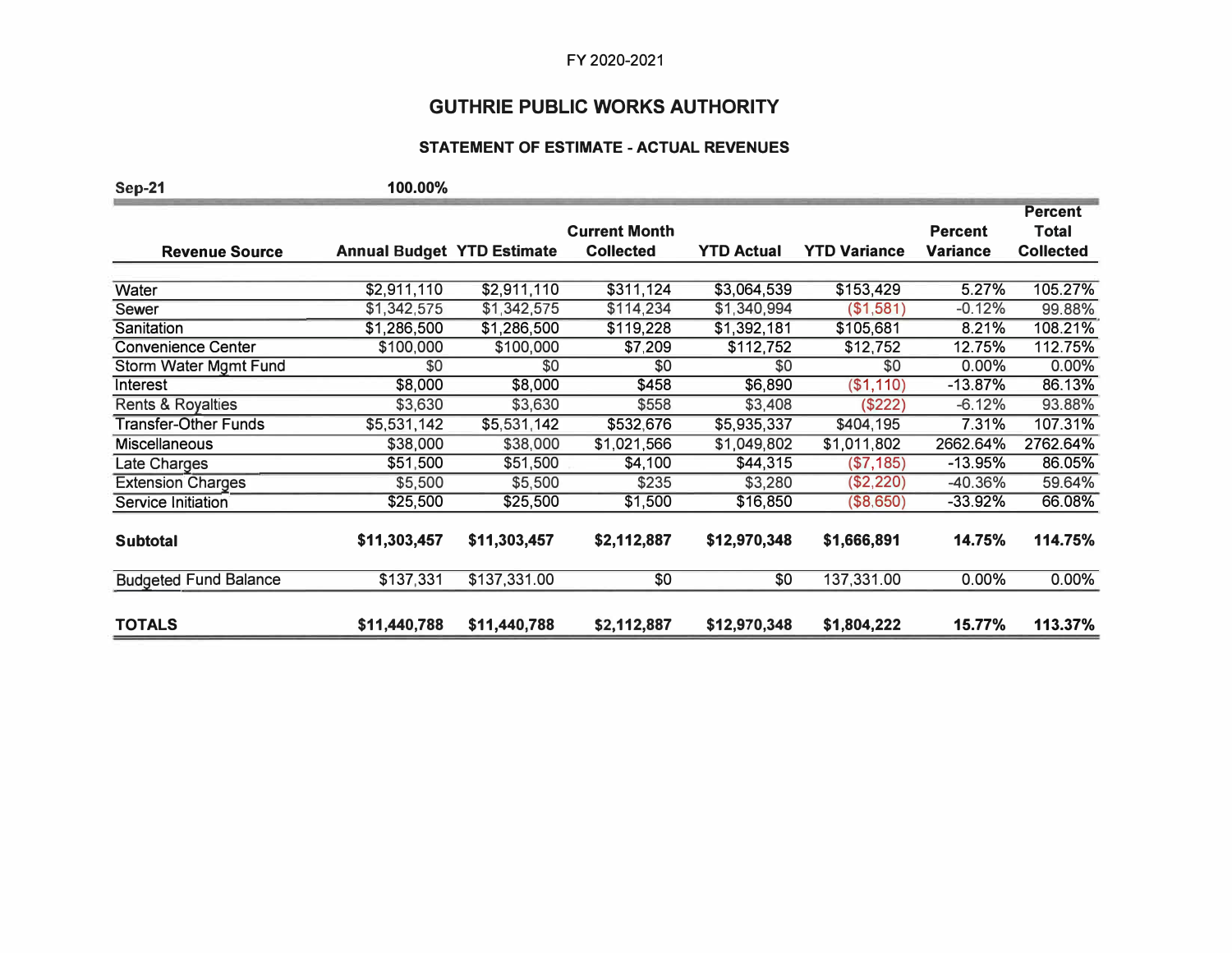FY 2020-2021

# GUTHRIE PUBLIC WORKS AUTHORITY

## STATEMENT OF ESTIMATE - ACTUAL REVENUES

**Sep-21** **100.00%**

| Revenue Source | Annual Budget | YTD Estimate | Current Month Collected | YTD Actual | YTD Variance | Percent Variance | Percent Total Collected |
|---|---|---|---|---|---|---|---|
| Water | $2,911,110 | $2,911,110 | $311,124 | $3,064,539 | $153,429 | 5.27% | 105.27% |
| Sewer | $1,342,575 | $1,342,575 | $114,234 | $1,340,994 | ($1,581) | -0.12% | 99.88% |
| Sanitation | $1,286,500 | $1,286,500 | $119,228 | $1,392,181 | $105,681 | 8.21% | 108.21% |
| Convenience Center | $100,000 | $100,000 | $7,209 | $112,752 | $12,752 | 12.75% | 112.75% |
| Storm Water Mgmt Fund | $0 | $0 | $0 | $0 | $0 | 0.00% | 0.00% |
| Interest | $8,000 | $8,000 | $458 | $6,890 | ($1,110) | -13.87% | 86.13% |
| Rents & Royalties | $3,630 | $3,630 | $558 | $3,408 | ($222) | -6.12% | 93.88% |
| Transfer-Other Funds | $5,531,142 | $5,531,142 | $532,676 | $5,935,337 | $404,195 | 7.31% | 107.31% |
| Miscellaneous | $38,000 | $38,000 | $1,021,566 | $1,049,802 | $1,011,802 | 2662.64% | 2762.64% |
| Late Charges | $51,500 | $51,500 | $4,100 | $44,315 | ($7,185) | -13.95% | 86.05% |
| Extension Charges | $5,500 | $5,500 | $235 | $3,280 | ($2,220) | -40.36% | 59.64% |
| Service Initiation | $25,500 | $25,500 | $1,500 | $16,850 | ($8,650) | -33.92% | 66.08% |
| **Subtotal** | **$11,303,457** | **$11,303,457** | **$2,112,887** | **$12,970,348** | **$1,666,891** | **14.75%** | **114.75%** |
| Budgeted Fund Balance | $137,331 | $137,331.00 | $0 | $0 | 137,331.00 | 0.00% | 0.00% |
| **TOTALS** | **$11,440,788** | **$11,440,788** | **$2,112,887** | **$12,970,348** | **$1,804,222** | **15.77%** | **113.37%** |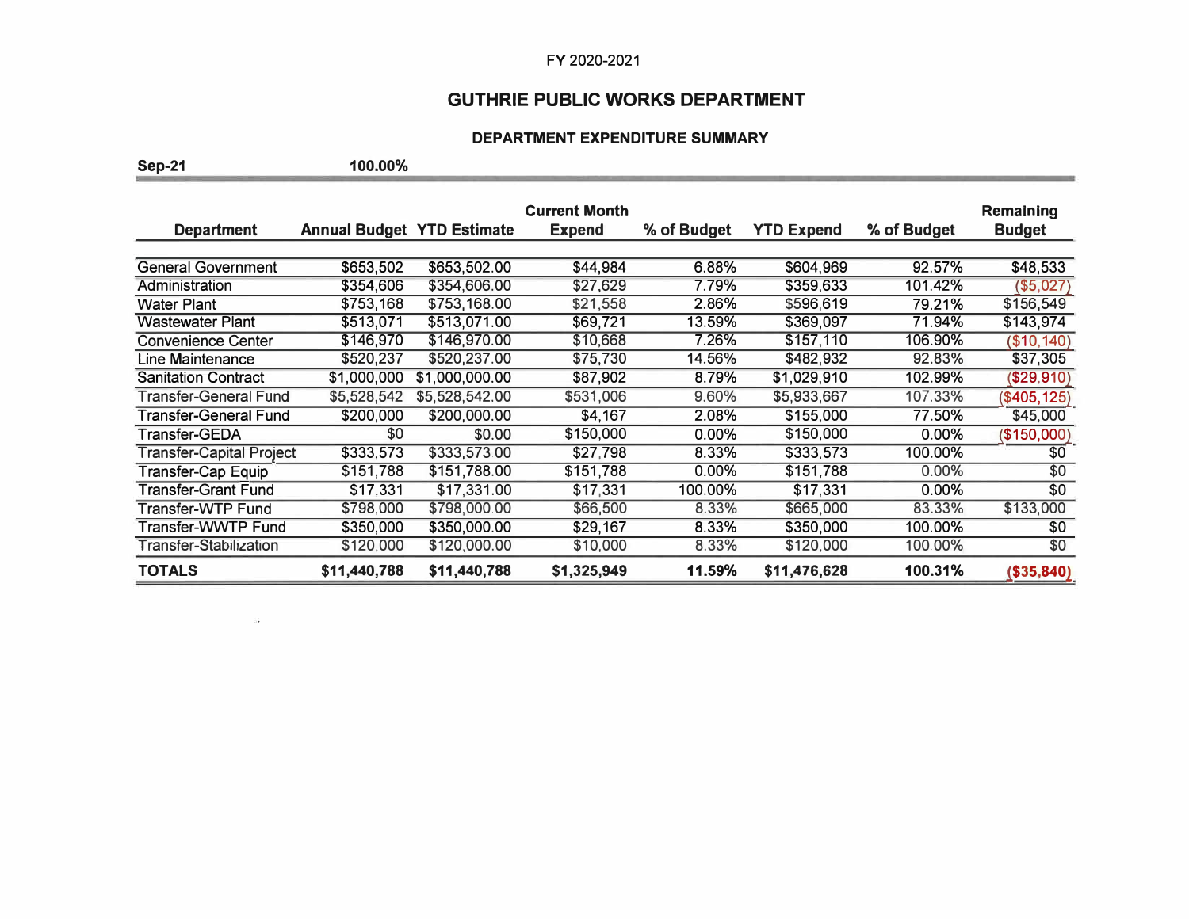FY 2020-2021

## GUTHRIE PUBLIC WORKS DEPARTMENT

### DEPARTMENT EXPENDITURE SUMMARY

**Sep-21** **100.00%**

| Department | Annual Budget | YTD Estimate | Current Month Expend | % of Budget | YTD Expend | % of Budget | Remaining Budget |
|---|---|---|---|---|---|---|---|
| General Government | $653,502 | $653,502.00 | $44,984 | 6.88% | $604,969 | 92.57% | $48,533 |
| Administration | $354,606 | $354,606.00 | $27,629 | 7.79% | $359,633 | 101.42% | ($5,027) |
| Water Plant | $753,168 | $753,168.00 | $21,558 | 2.86% | $596,619 | 79.21% | $156,549 |
| Wastewater Plant | $513,071 | $513,071.00 | $69,721 | 13.59% | $369,097 | 71.94% | $143,974 |
| Convenience Center | $146,970 | $146,970.00 | $10,668 | 7.26% | $157,110 | 106.90% | ($10,140) |
| Line Maintenance | $520,237 | $520,237.00 | $75,730 | 14.56% | $482,932 | 92.83% | $37,305 |
| Sanitation Contract | $1,000,000 | $1,000,000.00 | $87,902 | 8.79% | $1,029,910 | 102.99% | ($29,910) |
| Transfer-General Fund | $5,528,542 | $5,528,542.00 | $531,006 | 9.60% | $5,933,667 | 107.33% | ($405,125) |
| Transfer-General Fund | $200,000 | $200,000.00 | $4,167 | 2.08% | $155,000 | 77.50% | $45,000 |
| Transfer-GEDA | $0 | $0.00 | $150,000 | 0.00% | $150,000 | 0.00% | ($150,000) |
| Transfer-Capital Project | $333,573 | $333,573.00 | $27,798 | 8.33% | $333,573 | 100.00% | $0 |
| Transfer-Cap Equip | $151,788 | $151,788.00 | $151,788 | 0.00% | $151,788 | 0.00% | $0 |
| Transfer-Grant Fund | $17,331 | $17,331.00 | $17,331 | 100.00% | $17,331 | 0.00% | $0 |
| Transfer-WTP Fund | $798,000 | $798,000.00 | $66,500 | 8.33% | $665,000 | 83.33% | $133,000 |
| Transfer-WWTP Fund | $350,000 | $350,000.00 | $29,167 | 8.33% | $350,000 | 100.00% | $0 |
| Transfer-Stabilization | $120,000 | $120,000.00 | $10,000 | 8.33% | $120,000 | 100.00% | $0 |
| **TOTALS** | **$11,440,788** | **$11,440,788** | **$1,325,949** | **11.59%** | **$11,476,628** | **100.31%** | **($35,840)** |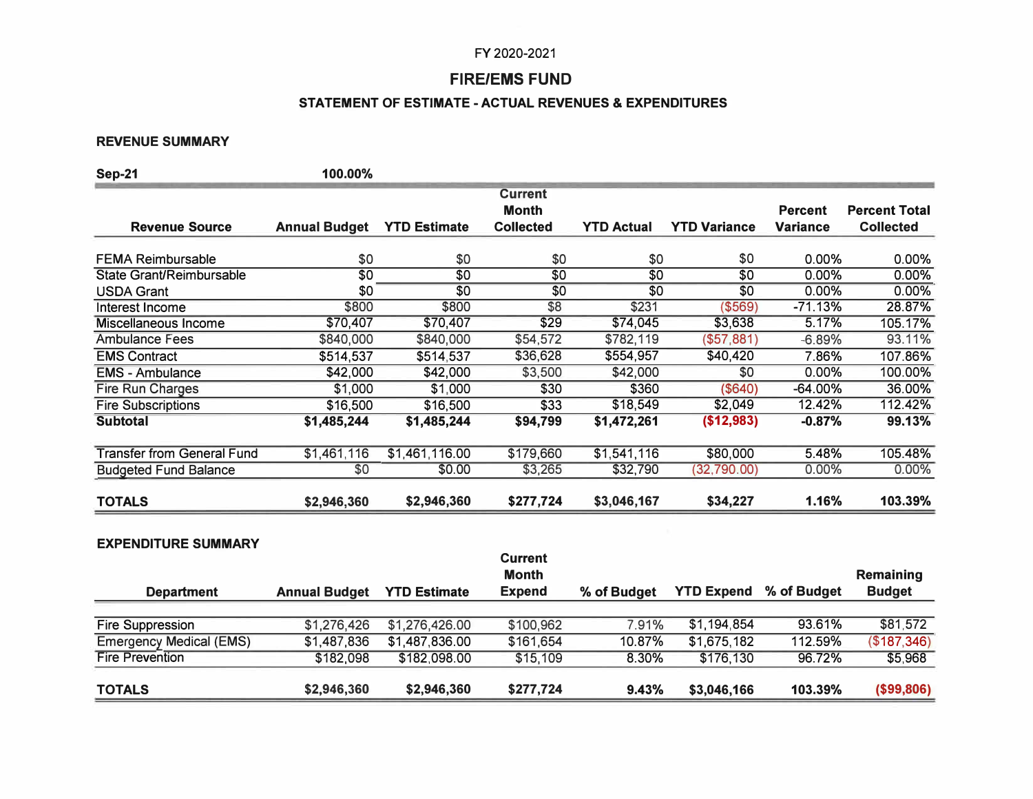FY 2020-2021

# FIRE/EMS FUND

## STATEMENT OF ESTIMATE - ACTUAL REVENUES & EXPENDITURES

**REVENUE SUMMARY**

**Sep-21** **100.00%**

| Revenue Source | Annual Budget | YTD Estimate | Current Month Collected | YTD Actual | YTD Variance | Percent Variance | Percent Total Collected |
|---|---|---|---|---|---|---|---|
| FEMA Reimbursable | $0 | $0 | $0 | $0 | $0 | 0.00% | 0.00% |
| State Grant/Reimbursable | $0 | $0 | $0 | $0 | $0 | 0.00% | 0.00% |
| USDA Grant | $0 | $0 | $0 | $0 | $0 | 0.00% | 0.00% |
| Interest Income | $800 | $800 | $8 | $231 | ($569) | -71.13% | 28.87% |
| Miscellaneous Income | $70,407 | $70,407 | $29 | $74,045 | $3,638 | 5.17% | 105.17% |
| Ambulance Fees | $840,000 | $840,000 | $54,572 | $782,119 | ($57,881) | -6.89% | 93.11% |
| EMS Contract | $514,537 | $514,537 | $36,628 | $554,957 | $40,420 | 7.86% | 107.86% |
| EMS - Ambulance | $42,000 | $42,000 | $3,500 | $42,000 | $0 | 0.00% | 100.00% |
| Fire Run Charges | $1,000 | $1,000 | $30 | $360 | ($640) | -64.00% | 36.00% |
| Fire Subscriptions | $16,500 | $16,500 | $33 | $18,549 | $2,049 | 12.42% | 112.42% |
| **Subtotal** | **$1,485,244** | **$1,485,244** | **$94,799** | **$1,472,261** | **($12,983)** | **-0.87%** | **99.13%** |
| Transfer from General Fund | $1,461,116 | $1,461,116.00 | $179,660 | $1,541,116 | $80,000 | 5.48% | 105.48% |
| Budgeted Fund Balance | $0 | $0.00 | $3,265 | $32,790 | (32,790.00) | 0.00% | 0.00% |
| **TOTALS** | **$2,946,360** | **$2,946,360** | **$277,724** | **$3,046,167** | **$34,227** | **1.16%** | **103.39%** |

**EXPENDITURE SUMMARY**

| Department | Annual Budget | YTD Estimate | Current Month Expend | % of Budget | YTD Expend | % of Budget | Remaining Budget |
|---|---|---|---|---|---|---|---|
| Fire Suppression | $1,276,426 | $1,276,426.00 | $100,962 | 7.91% | $1,194,854 | 93.61% | $81,572 |
| Emergency Medical (EMS) | $1,487,836 | $1,487,836.00 | $161,654 | 10.87% | $1,675,182 | 112.59% | ($187,346) |
| Fire Prevention | $182,098 | $182,098.00 | $15,109 | 8.30% | $176,130 | 96.72% | $5,968 |
| **TOTALS** | **$2,946,360** | **$2,946,360** | **$277,724** | **9.43%** | **$3,046,166** | **103.39%** | **($99,806)** |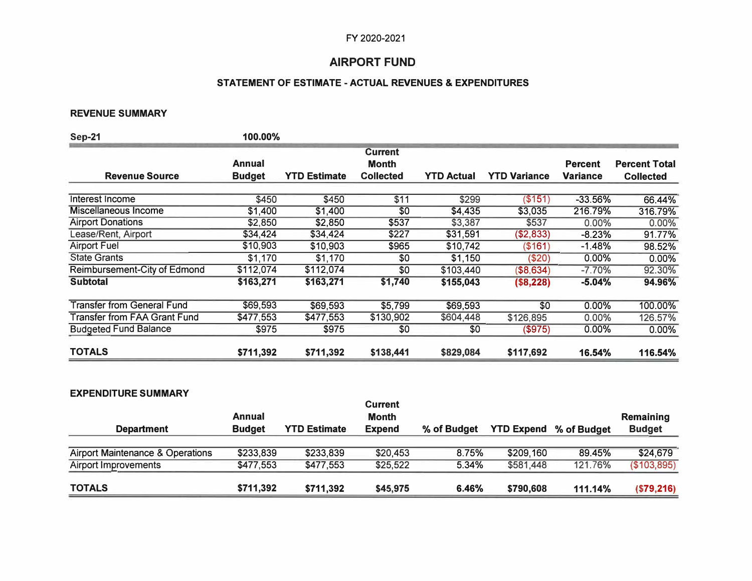FY 2020-2021

# AIRPORT FUND

## STATEMENT OF ESTIMATE - ACTUAL REVENUES & EXPENDITURES

### REVENUE SUMMARY

**Sep-21** **100.00%**

| Revenue Source | Annual Budget | YTD Estimate | Current Month Collected | YTD Actual | YTD Variance | Percent Variance | Percent Total Collected |
|---|---|---|---|---|---|---|---|
| Interest Income | $450 | $450 | $11 | $299 | ($151) | -33.56% | 66.44% |
| Miscellaneous Income | $1,400 | $1,400 | $0 | $4,435 | $3,035 | 216.79% | 316.79% |
| Airport Donations | $2,850 | $2,850 | $537 | $3,387 | $537 | 0.00% | 0.00% |
| Lease/Rent, Airport | $34,424 | $34,424 | $227 | $31,591 | ($2,833) | -8.23% | 91.77% |
| Airport Fuel | $10,903 | $10,903 | $965 | $10,742 | ($161) | -1.48% | 98.52% |
| State Grants | $1,170 | $1,170 | $0 | $1,150 | ($20) | 0.00% | 0.00% |
| Reimbursement-City of Edmond | $112,074 | $112,074 | $0 | $103,440 | ($8,634) | -7.70% | 92.30% |
| **Subtotal** | **$163,271** | **$163,271** | **$1,740** | **$155,043** | **($8,228)** | **-5.04%** | **94.96%** |
| Transfer from General Fund | $69,593 | $69,593 | $5,799 | $69,593 | $0 | 0.00% | 100.00% |
| Transfer from FAA Grant Fund | $477,553 | $477,553 | $130,902 | $604,448 | $126,895 | 0.00% | 126.57% |
| Budgeted Fund Balance | $975 | $975 | $0 | $0 | ($975) | 0.00% | 0.00% |
| **TOTALS** | **$711,392** | **$711,392** | **$138,441** | **$829,084** | **$117,692** | **16.54%** | **116.54%** |

### EXPENDITURE SUMMARY

| Department | Annual Budget | YTD Estimate | Current Month Expend | % of Budget | YTD Expend | % of Budget | Remaining Budget |
|---|---|---|---|---|---|---|---|
| Airport Maintenance & Operations | $233,839 | $233,839 | $20,453 | 8.75% | $209,160 | 89.45% | $24,679 |
| Airport Improvements | $477,553 | $477,553 | $25,522 | 5.34% | $581,448 | 121.76% | ($103,895) |
| **TOTALS** | **$711,392** | **$711,392** | **$45,975** | **6.46%** | **$790,608** | **111.14%** | **($79,216)** |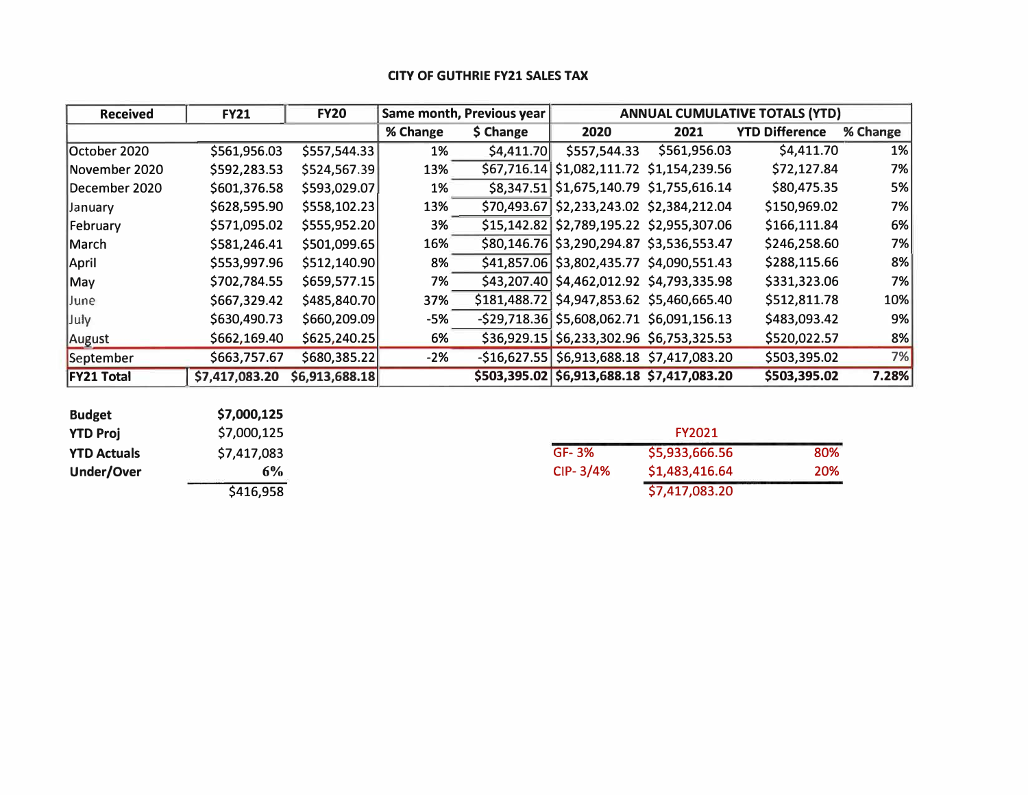**CITY OF GUTHRIE FY21 SALES TAX**

| Received | FY21 | FY20 | Same month, Previous year | | ANNUAL CUMULATIVE TOTALS (YTD) | | | |
|---|---|---|---|---|---|---|---|---|
| | | | % Change | $ Change | 2020 | 2021 | YTD Difference | % Change |
| October 2020 | $561,956.03 | $557,544.33 | 1% | $4,411.70 | $557,544.33 | $561,956.03 | $4,411.70 | 1% |
| November 2020 | $592,283.53 | $524,567.39 | 13% | $67,716.14 | $1,082,111.72 | $1,154,239.56 | $72,127.84 | 7% |
| December 2020 | $601,376.58 | $593,029.07 | 1% | $8,347.51 | $1,675,140.79 | $1,755,616.14 | $80,475.35 | 5% |
| January | $628,595.90 | $558,102.23 | 13% | $70,493.67 | $2,233,243.02 | $2,384,212.04 | $150,969.02 | 7% |
| February | $571,095.02 | $555,952.20 | 3% | $15,142.82 | $2,789,195.22 | $2,955,307.06 | $166,111.84 | 6% |
| March | $581,246.41 | $501,099.65 | 16% | $80,146.76 | $3,290,294.87 | $3,536,553.47 | $246,258.60 | 7% |
| April | $553,997.96 | $512,140.90 | 8% | $41,857.06 | $3,802,435.77 | $4,090,551.43 | $288,115.66 | 8% |
| May | $702,784.55 | $659,577.15 | 7% | $43,207.40 | $4,462,012.92 | $4,793,335.98 | $331,323.06 | 7% |
| June | $667,329.42 | $485,840.70 | 37% | $181,488.72 | $4,947,853.62 | $5,460,665.40 | $512,811.78 | 10% |
| July | $630,490.73 | $660,209.09 | -5% | -$29,718.36 | $5,608,062.71 | $6,091,156.13 | $483,093.42 | 9% |
| August | $662,169.40 | $625,240.25 | 6% | $36,929.15 | $6,233,302.96 | $6,753,325.53 | $520,022.57 | 8% |
| September | $663,757.67 | $680,385.22 | -2% | -$16,627.55 | $6,913,688.18 | $7,417,083.20 | $503,395.02 | 7% |
| **FY21 Total** | **$7,417,083.20** | **$6,913,688.18** | | **$503,395.02** | **$6,913,688.18** | **$7,417,083.20** | **$503,395.02** | **7.28%** |

| | |
|---|---|
| **Budget** | **$7,000,125** |
| **YTD Proj** | $7,000,125 |
| **YTD Actuals** | $7,417,083 |
| **Under/Over** | 6% |
| | $416,958 |

| | FY2021 | |
|---|---|---|
| GF- 3% | $5,933,666.56 | 80% |
| CIP- 3/4% | $1,483,416.64 | 20% |
| | $7,417,083.20 | |